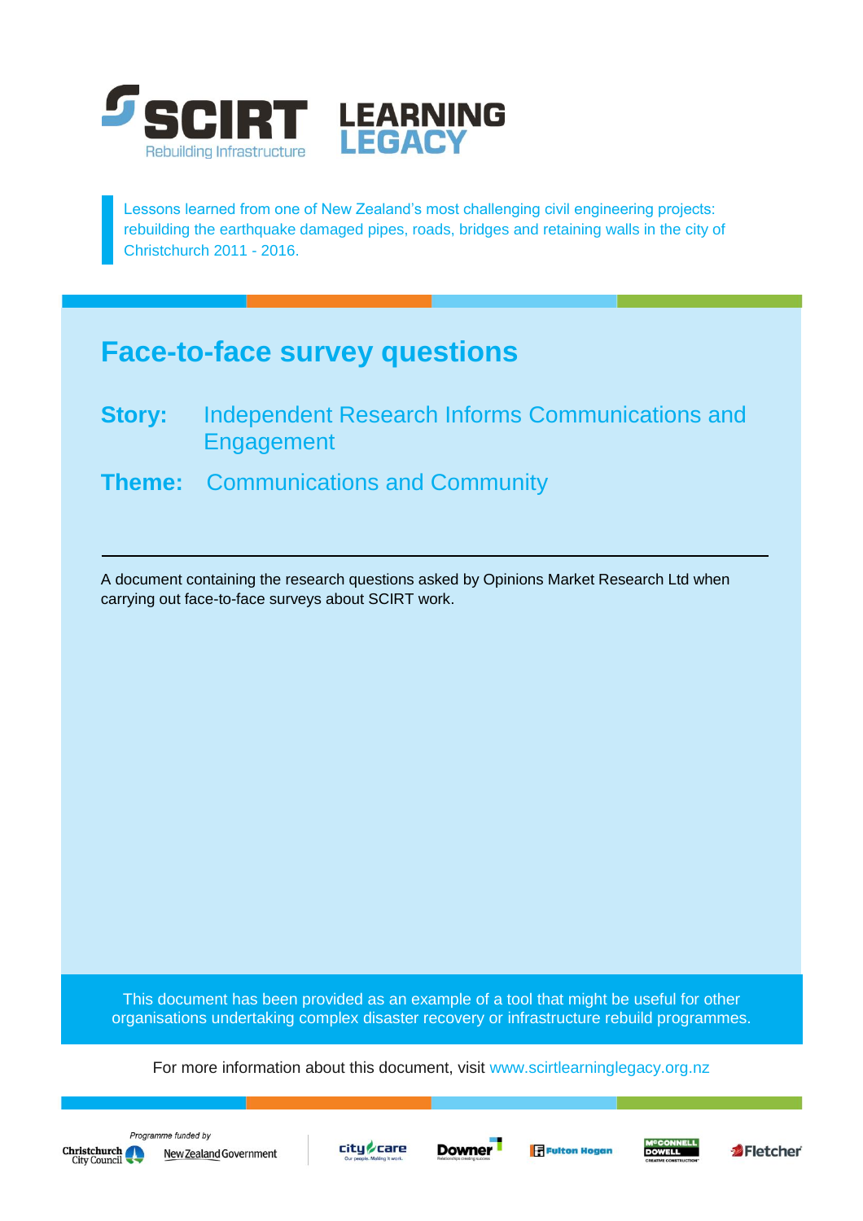# SCIRT LEARNING LEGACY

Rebuilding Infrastructure

Lessons learned from one of New Zealand's most challenging civil engineering projects: rebuilding the earthquake damaged pipes, roads, bridges and retaining walls in the city of Christchurch 2011 - 2016.

## Face-to-face survey questions

**Story:** Independent Research Informs Communications and Engagement

**Theme:** Communications and Community

---

A document containing the research questions asked by Opinions Market Research Ltd when carrying out face-to-face surveys about SCIRT work.

This document has been provided as an example of a tool that might be useful for other organisations undertaking complex disaster recovery or infrastructure rebuild programmes.

For more information about this document, visit www.scirtlearninglegacy.org.nz

*Programme funded by* Christchurch City Council, New Zealand Government

City Care, Downer, Fulton Hogan, McConnell Dowell, Fletcher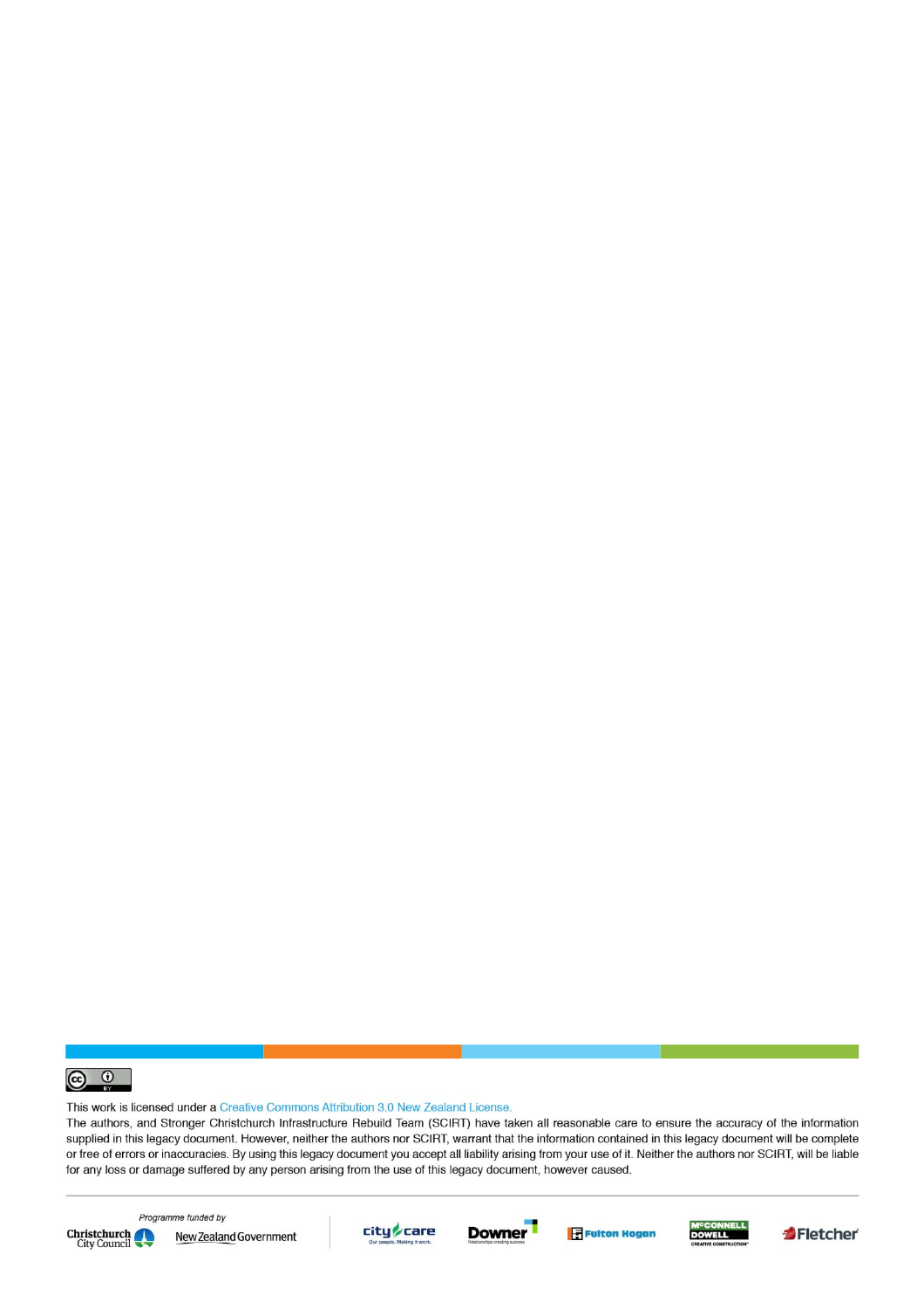This work is licensed under a Creative Commons Attribution 3.0 New Zealand License.

The authors, and Stronger Christchurch Infrastructure Rebuild Team (SCIRT) have taken all reasonable care to ensure the accuracy of the information supplied in this legacy document. However, neither the authors nor SCIRT, warrant that the information contained in this legacy document will be complete or free of errors or inaccuracies. By using this legacy document you accept all liability arising from your use of it. Neither the authors nor SCIRT, will be liable for any loss or damage suffered by any person arising from the use of this legacy document, however caused.

Programme funded by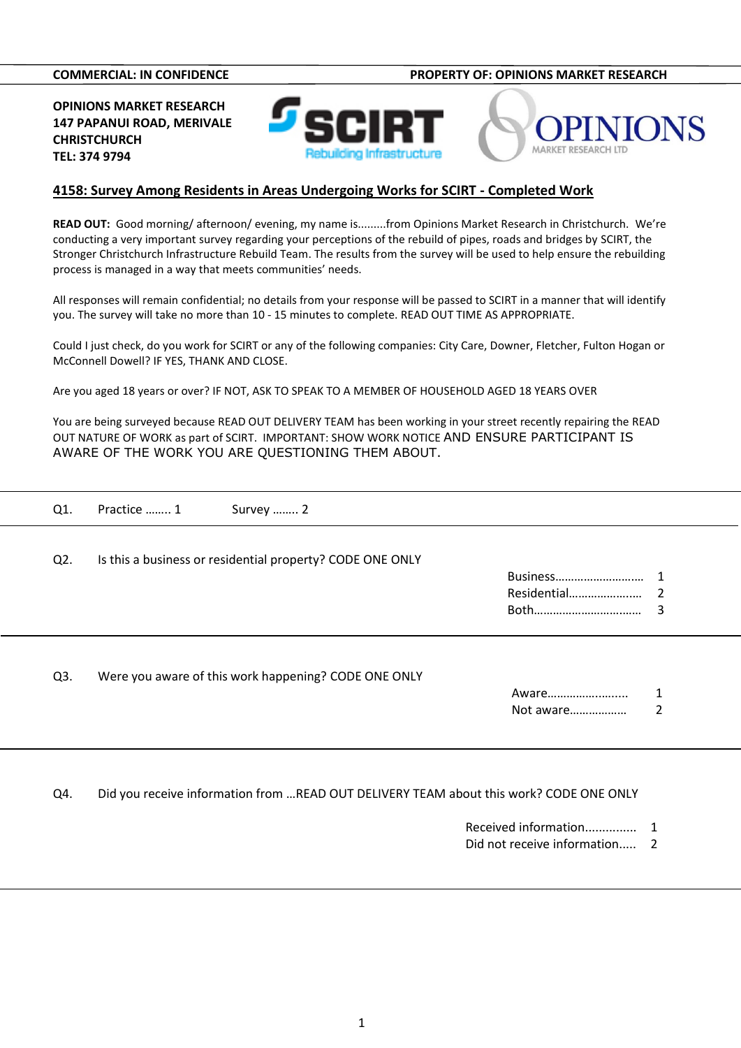**COMMERCIAL: IN CONFIDENCE** | **PROPERTY OF: OPINIONS MARKET RESEARCH**

**OPINIONS MARKET RESEARCH**
**147 PAPANUI ROAD, MERIVALE**
**CHRISTCHURCH**
**TEL: 374 9794**

## 4158: Survey Among Residents in Areas Undergoing Works for SCIRT - Completed Work

**READ OUT:** Good morning/ afternoon/ evening, my name is.........from Opinions Market Research in Christchurch. We're conducting a very important survey regarding your perceptions of the rebuild of pipes, roads and bridges by SCIRT, the Stronger Christchurch Infrastructure Rebuild Team. The results from the survey will be used to help ensure the rebuilding process is managed in a way that meets communities' needs.

All responses will remain confidential; no details from your response will be passed to SCIRT in a manner that will identify you. The survey will take no more than 10 - 15 minutes to complete. READ OUT TIME AS APPROPRIATE.

Could I just check, do you work for SCIRT or any of the following companies: City Care, Downer, Fletcher, Fulton Hogan or McConnell Dowell? IF YES, THANK AND CLOSE.

Are you aged 18 years or over? IF NOT, ASK TO SPEAK TO A MEMBER OF HOUSEHOLD AGED 18 YEARS OVER

You are being surveyed because READ OUT DELIVERY TEAM has been working in your street recently repairing the READ OUT NATURE OF WORK as part of SCIRT. IMPORTANT: SHOW WORK NOTICE AND ENSURE PARTICIPANT IS AWARE OF THE WORK YOU ARE QUESTIONING THEM ABOUT.

---

Q1. Practice …….. 1 Survey …….. 2

---

Q2. Is this a business or residential property? CODE ONE ONLY

- Business……………………… 1
- Residential…………………. 2
- Both…………………………… 3

---

Q3. Were you aware of this work happening? CODE ONE ONLY

- Aware……………….….... 1
- Not aware……………… 2

---

Q4. Did you receive information from …READ OUT DELIVERY TEAM about this work? CODE ONE ONLY

- Received information.............. 1
- Did not receive information..... 2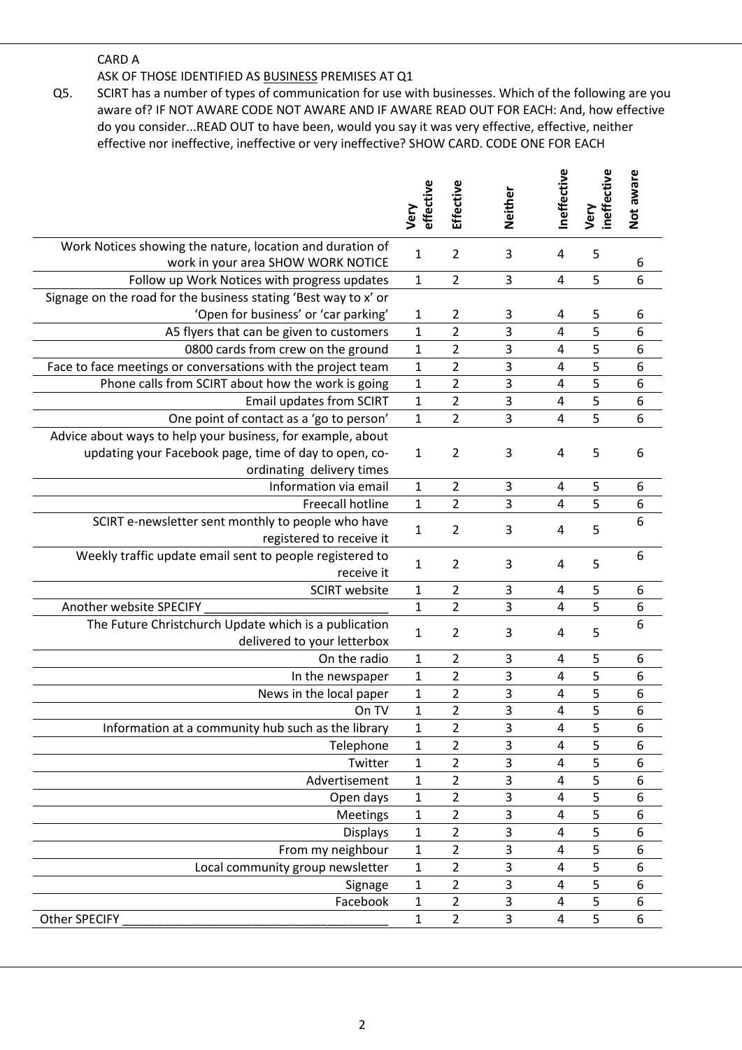CARD A

ASK OF THOSE IDENTIFIED AS BUSINESS PREMISES AT Q1

Q5. SCIRT has a number of types of communication for use with businesses. Which of the following are you aware of? IF NOT AWARE CODE NOT AWARE AND IF AWARE READ OUT FOR EACH: And, how effective do you consider...READ OUT to have been, would you say it was very effective, effective, neither effective nor ineffective, ineffective or very ineffective? SHOW CARD. CODE ONE FOR EACH

| | Very effective | Effective | Neither | Ineffective | Very ineffective | Not aware |
|---|---|---|---|---|---|---|
| Work Notices showing the nature, location and duration of work in your area SHOW WORK NOTICE | 1 | 2 | 3 | 4 | 5 | 6 |
| Follow up Work Notices with progress updates | 1 | 2 | 3 | 4 | 5 | 6 |
| Signage on the road for the business stating 'Best way to x' or 'Open for business' or 'car parking' | 1 | 2 | 3 | 4 | 5 | 6 |
| A5 flyers that can be given to customers | 1 | 2 | 3 | 4 | 5 | 6 |
| 0800 cards from crew on the ground | 1 | 2 | 3 | 4 | 5 | 6 |
| Face to face meetings or conversations with the project team | 1 | 2 | 3 | 4 | 5 | 6 |
| Phone calls from SCIRT about how the work is going | 1 | 2 | 3 | 4 | 5 | 6 |
| Email updates from SCIRT | 1 | 2 | 3 | 4 | 5 | 6 |
| One point of contact as a 'go to person' | 1 | 2 | 3 | 4 | 5 | 6 |
| Advice about ways to help your business, for example, about updating your Facebook page, time of day to open, co-ordinating delivery times | 1 | 2 | 3 | 4 | 5 | 6 |
| Information via email | 1 | 2 | 3 | 4 | 5 | 6 |
| Freecall hotline | 1 | 2 | 3 | 4 | 5 | 6 |
| SCIRT e-newsletter sent monthly to people who have registered to receive it | 1 | 2 | 3 | 4 | 5 | 6 |
| Weekly traffic update email sent to people registered to receive it | 1 | 2 | 3 | 4 | 5 | 6 |
| SCIRT website | 1 | 2 | 3 | 4 | 5 | 6 |
| Another website SPECIFY ___________________________ | 1 | 2 | 3 | 4 | 5 | 6 |
| The Future Christchurch Update which is a publication delivered to your letterbox | 1 | 2 | 3 | 4 | 5 | 6 |
| On the radio | 1 | 2 | 3 | 4 | 5 | 6 |
| In the newspaper | 1 | 2 | 3 | 4 | 5 | 6 |
| News in the local paper | 1 | 2 | 3 | 4 | 5 | 6 |
| On TV | 1 | 2 | 3 | 4 | 5 | 6 |
| Information at a community hub such as the library | 1 | 2 | 3 | 4 | 5 | 6 |
| Telephone | 1 | 2 | 3 | 4 | 5 | 6 |
| Twitter | 1 | 2 | 3 | 4 | 5 | 6 |
| Advertisement | 1 | 2 | 3 | 4 | 5 | 6 |
| Open days | 1 | 2 | 3 | 4 | 5 | 6 |
| Meetings | 1 | 2 | 3 | 4 | 5 | 6 |
| Displays | 1 | 2 | 3 | 4 | 5 | 6 |
| From my neighbour | 1 | 2 | 3 | 4 | 5 | 6 |
| Local community group newsletter | 1 | 2 | 3 | 4 | 5 | 6 |
| Signage | 1 | 2 | 3 | 4 | 5 | 6 |
| Facebook | 1 | 2 | 3 | 4 | 5 | 6 |
| Other SPECIFY _______________________________________ | 1 | 2 | 3 | 4 | 5 | 6 |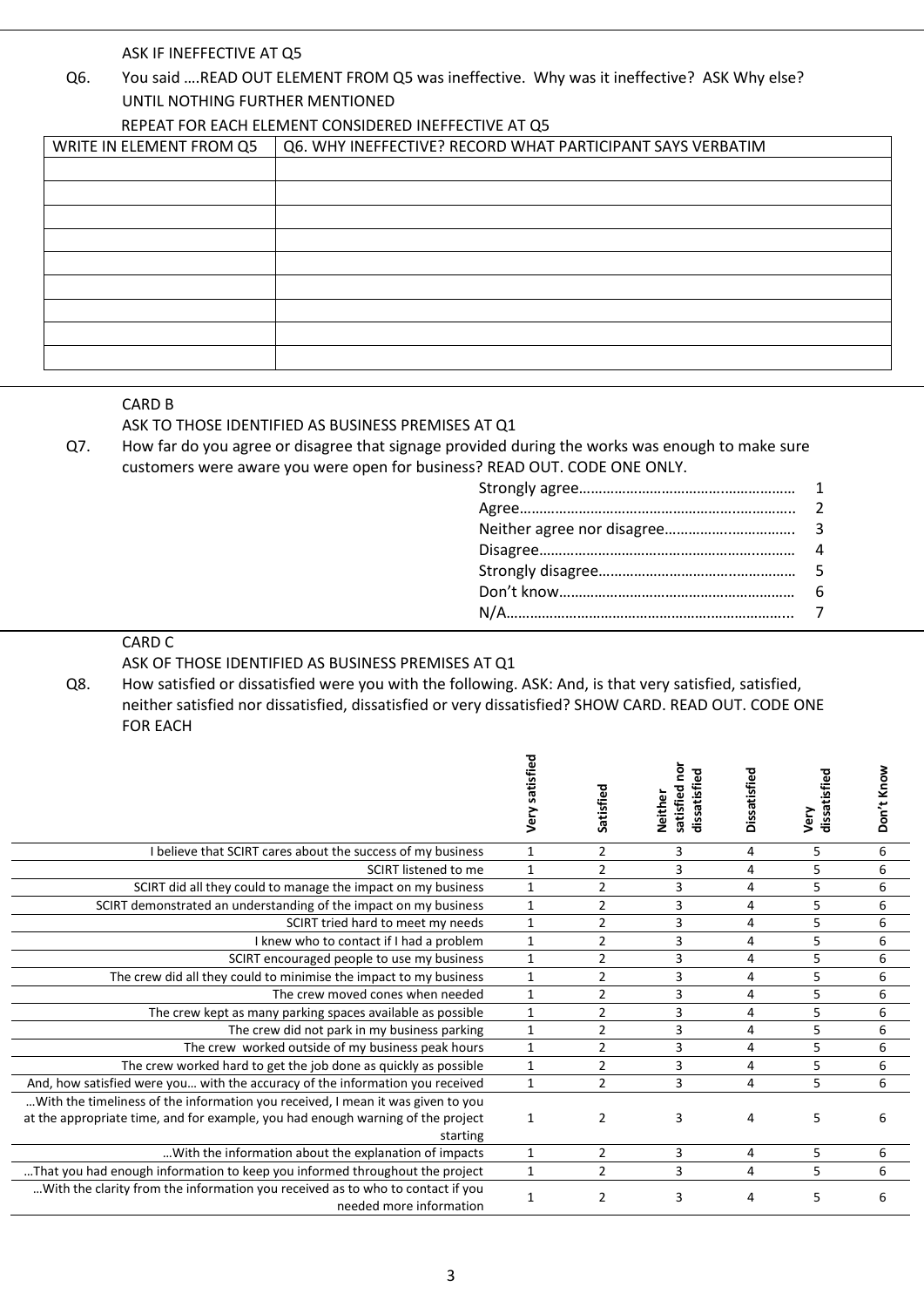ASK IF INEFFECTIVE AT Q5

Q6. You said ….READ OUT ELEMENT FROM Q5 was ineffective. Why was it ineffective? ASK Why else? UNTIL NOTHING FURTHER MENTIONED

REPEAT FOR EACH ELEMENT CONSIDERED INEFFECTIVE AT Q5

| WRITE IN ELEMENT FROM Q5 | Q6. WHY INEFFECTIVE? RECORD WHAT PARTICIPANT SAYS VERBATIM |
|---|---|
| | |
| | |
| | |
| | |
| | |
| | |
| | |
| | |
| | |

CARD B

ASK TO THOSE IDENTIFIED AS BUSINESS PREMISES AT Q1

Q7. How far do you agree or disagree that signage provided during the works was enough to make sure customers were aware you were open for business? READ OUT. CODE ONE ONLY.

| | |
|---|---|
| Strongly agree………………………………………………… | 1 |
| Agree……………………………………………………………. | 2 |
| Neither agree nor disagree…………………………… | 3 |
| Disagree………………………………………………………… | 4 |
| Strongly disagree…………………………………………… | 5 |
| Don't know…………………………………………………… | 6 |
| N/A………………………………………………………………… | 7 |

CARD C

ASK OF THOSE IDENTIFIED AS BUSINESS PREMISES AT Q1

Q8. How satisfied or dissatisfied were you with the following. ASK: And, is that very satisfied, satisfied, neither satisfied nor dissatisfied, dissatisfied or very dissatisfied? SHOW CARD. READ OUT. CODE ONE FOR EACH

| | Very satisfied | Satisfied | Neither satisfied nor dissatisfied | Dissatisfied | Very dissatisfied | Don't Know |
|---|---|---|---|---|---|---|
| I believe that SCIRT cares about the success of my business | 1 | 2 | 3 | 4 | 5 | 6 |
| SCIRT listened to me | 1 | 2 | 3 | 4 | 5 | 6 |
| SCIRT did all they could to manage the impact on my business | 1 | 2 | 3 | 4 | 5 | 6 |
| SCIRT demonstrated an understanding of the impact on my business | 1 | 2 | 3 | 4 | 5 | 6 |
| SCIRT tried hard to meet my needs | 1 | 2 | 3 | 4 | 5 | 6 |
| I knew who to contact if I had a problem | 1 | 2 | 3 | 4 | 5 | 6 |
| SCIRT encouraged people to use my business | 1 | 2 | 3 | 4 | 5 | 6 |
| The crew did all they could to minimise the impact to my business | 1 | 2 | 3 | 4 | 5 | 6 |
| The crew moved cones when needed | 1 | 2 | 3 | 4 | 5 | 6 |
| The crew kept as many parking spaces available as possible | 1 | 2 | 3 | 4 | 5 | 6 |
| The crew did not park in my business parking | 1 | 2 | 3 | 4 | 5 | 6 |
| The crew worked outside of my business peak hours | 1 | 2 | 3 | 4 | 5 | 6 |
| The crew worked hard to get the job done as quickly as possible | 1 | 2 | 3 | 4 | 5 | 6 |
| And, how satisfied were you… with the accuracy of the information you received | 1 | 2 | 3 | 4 | 5 | 6 |
| …With the timeliness of the information you received, I mean it was given to you at the appropriate time, and for example, you had enough warning of the project starting | 1 | 2 | 3 | 4 | 5 | 6 |
| …With the information about the explanation of impacts | 1 | 2 | 3 | 4 | 5 | 6 |
| …That you had enough information to keep you informed throughout the project | 1 | 2 | 3 | 4 | 5 | 6 |
| …With the clarity from the information you received as to who to contact if you needed more information | 1 | 2 | 3 | 4 | 5 | 6 |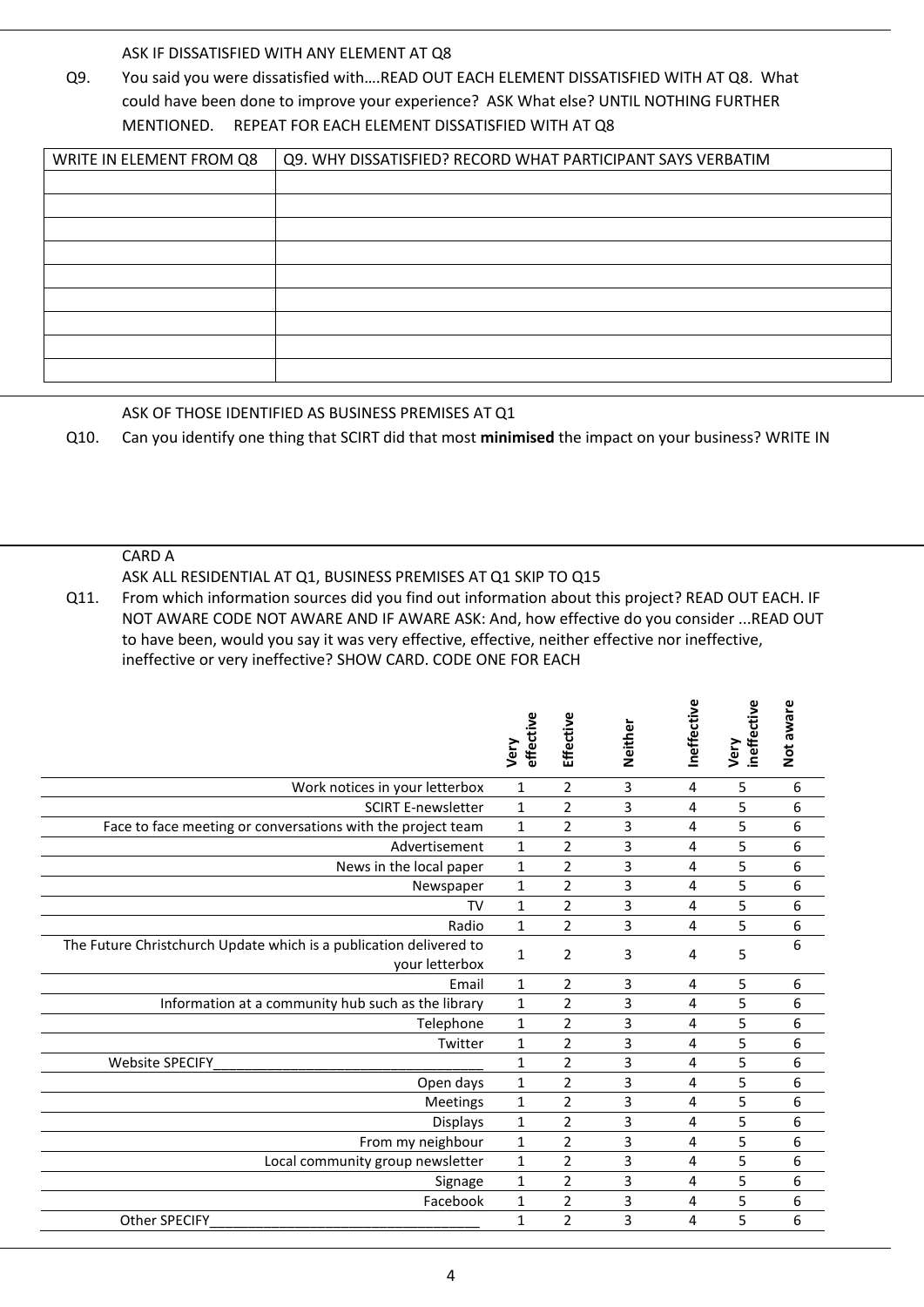ASK IF DISSATISFIED WITH ANY ELEMENT AT Q8

Q9. You said you were dissatisfied with….READ OUT EACH ELEMENT DISSATISFIED WITH AT Q8. What could have been done to improve your experience? ASK What else? UNTIL NOTHING FURTHER MENTIONED. REPEAT FOR EACH ELEMENT DISSATISFIED WITH AT Q8

| WRITE IN ELEMENT FROM Q8 | Q9. WHY DISSATISFIED? RECORD WHAT PARTICIPANT SAYS VERBATIM |
|---|---|
| | |
| | |
| | |
| | |
| | |
| | |
| | |
| | |
| | |

ASK OF THOSE IDENTIFIED AS BUSINESS PREMISES AT Q1

Q10. Can you identify one thing that SCIRT did that most **minimised** the impact on your business? WRITE IN

CARD A

ASK ALL RESIDENTIAL AT Q1, BUSINESS PREMISES AT Q1 SKIP TO Q15

Q11. From which information sources did you find out information about this project? READ OUT EACH. IF NOT AWARE CODE NOT AWARE AND IF AWARE ASK: And, how effective do you consider ...READ OUT to have been, would you say it was very effective, effective, neither effective nor ineffective, ineffective or very ineffective? SHOW CARD. CODE ONE FOR EACH

| | Very effective | Effective | Neither | Ineffective | Very ineffective | Not aware |
|---|---|---|---|---|---|---|
| Work notices in your letterbox | 1 | 2 | 3 | 4 | 5 | 6 |
| SCIRT E-newsletter | 1 | 2 | 3 | 4 | 5 | 6 |
| Face to face meeting or conversations with the project team | 1 | 2 | 3 | 4 | 5 | 6 |
| Advertisement | 1 | 2 | 3 | 4 | 5 | 6 |
| News in the local paper | 1 | 2 | 3 | 4 | 5 | 6 |
| Newspaper | 1 | 2 | 3 | 4 | 5 | 6 |
| TV | 1 | 2 | 3 | 4 | 5 | 6 |
| Radio | 1 | 2 | 3 | 4 | 5 | 6 |
| The Future Christchurch Update which is a publication delivered to your letterbox | 1 | 2 | 3 | 4 | 5 | 6 |
| Email | 1 | 2 | 3 | 4 | 5 | 6 |
| Information at a community hub such as the library | 1 | 2 | 3 | 4 | 5 | 6 |
| Telephone | 1 | 2 | 3 | 4 | 5 | 6 |
| Twitter | 1 | 2 | 3 | 4 | 5 | 6 |
| Website SPECIFY___________________________________ | 1 | 2 | 3 | 4 | 5 | 6 |
| Open days | 1 | 2 | 3 | 4 | 5 | 6 |
| Meetings | 1 | 2 | 3 | 4 | 5 | 6 |
| Displays | 1 | 2 | 3 | 4 | 5 | 6 |
| From my neighbour | 1 | 2 | 3 | 4 | 5 | 6 |
| Local community group newsletter | 1 | 2 | 3 | 4 | 5 | 6 |
| Signage | 1 | 2 | 3 | 4 | 5 | 6 |
| Facebook | 1 | 2 | 3 | 4 | 5 | 6 |
| Other SPECIFY___________________________________ | 1 | 2 | 3 | 4 | 5 | 6 |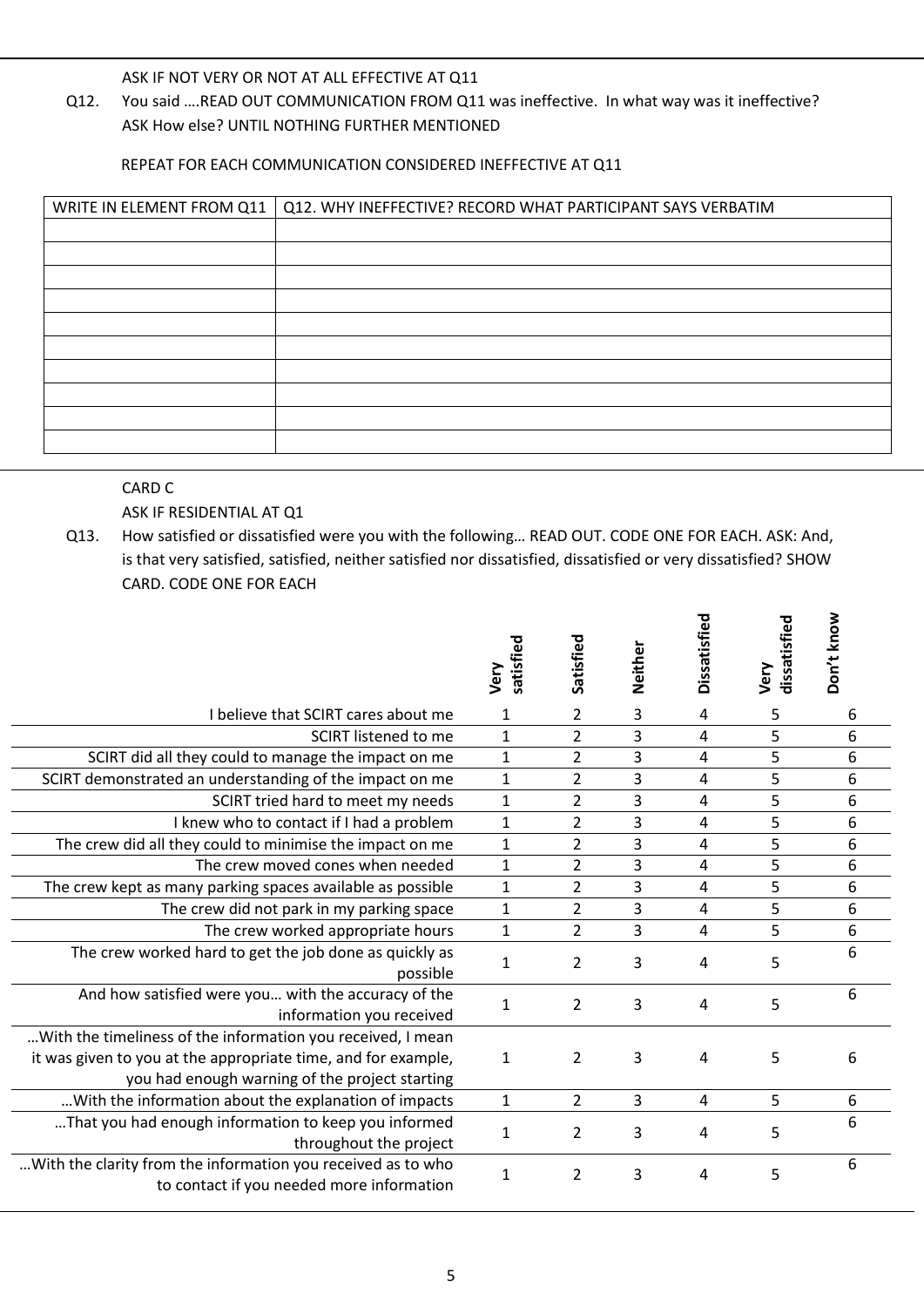ASK IF NOT VERY OR NOT AT ALL EFFECTIVE AT Q11

Q12. You said ….READ OUT COMMUNICATION FROM Q11 was ineffective. In what way was it ineffective? ASK How else? UNTIL NOTHING FURTHER MENTIONED

REPEAT FOR EACH COMMUNICATION CONSIDERED INEFFECTIVE AT Q11

| WRITE IN ELEMENT FROM Q11 | Q12. WHY INEFFECTIVE? RECORD WHAT PARTICIPANT SAYS VERBATIM |
|---|---|
| | |
| | |
| | |
| | |
| | |
| | |
| | |
| | |
| | |
| | |

CARD C

ASK IF RESIDENTIAL AT Q1

Q13. How satisfied or dissatisfied were you with the following… READ OUT. CODE ONE FOR EACH. ASK: And, is that very satisfied, satisfied, neither satisfied nor dissatisfied, dissatisfied or very dissatisfied? SHOW CARD. CODE ONE FOR EACH

| | Very satisfied | Satisfied | Neither | Dissatisfied | Very dissatisfied | Don't know |
|---|---|---|---|---|---|---|
| I believe that SCIRT cares about me | 1 | 2 | 3 | 4 | 5 | 6 |
| SCIRT listened to me | 1 | 2 | 3 | 4 | 5 | 6 |
| SCIRT did all they could to manage the impact on me | 1 | 2 | 3 | 4 | 5 | 6 |
| SCIRT demonstrated an understanding of the impact on me | 1 | 2 | 3 | 4 | 5 | 6 |
| SCIRT tried hard to meet my needs | 1 | 2 | 3 | 4 | 5 | 6 |
| I knew who to contact if I had a problem | 1 | 2 | 3 | 4 | 5 | 6 |
| The crew did all they could to minimise the impact on me | 1 | 2 | 3 | 4 | 5 | 6 |
| The crew moved cones when needed | 1 | 2 | 3 | 4 | 5 | 6 |
| The crew kept as many parking spaces available as possible | 1 | 2 | 3 | 4 | 5 | 6 |
| The crew did not park in my parking space | 1 | 2 | 3 | 4 | 5 | 6 |
| The crew worked appropriate hours | 1 | 2 | 3 | 4 | 5 | 6 |
| The crew worked hard to get the job done as quickly as possible | 1 | 2 | 3 | 4 | 5 | 6 |
| And how satisfied were you… with the accuracy of the information you received | 1 | 2 | 3 | 4 | 5 | 6 |
| …With the timeliness of the information you received, I mean it was given to you at the appropriate time, and for example, you had enough warning of the project starting | 1 | 2 | 3 | 4 | 5 | 6 |
| …With the information about the explanation of impacts | 1 | 2 | 3 | 4 | 5 | 6 |
| …That you had enough information to keep you informed throughout the project | 1 | 2 | 3 | 4 | 5 | 6 |
| …With the clarity from the information you received as to who to contact if you needed more information | 1 | 2 | 3 | 4 | 5 | 6 |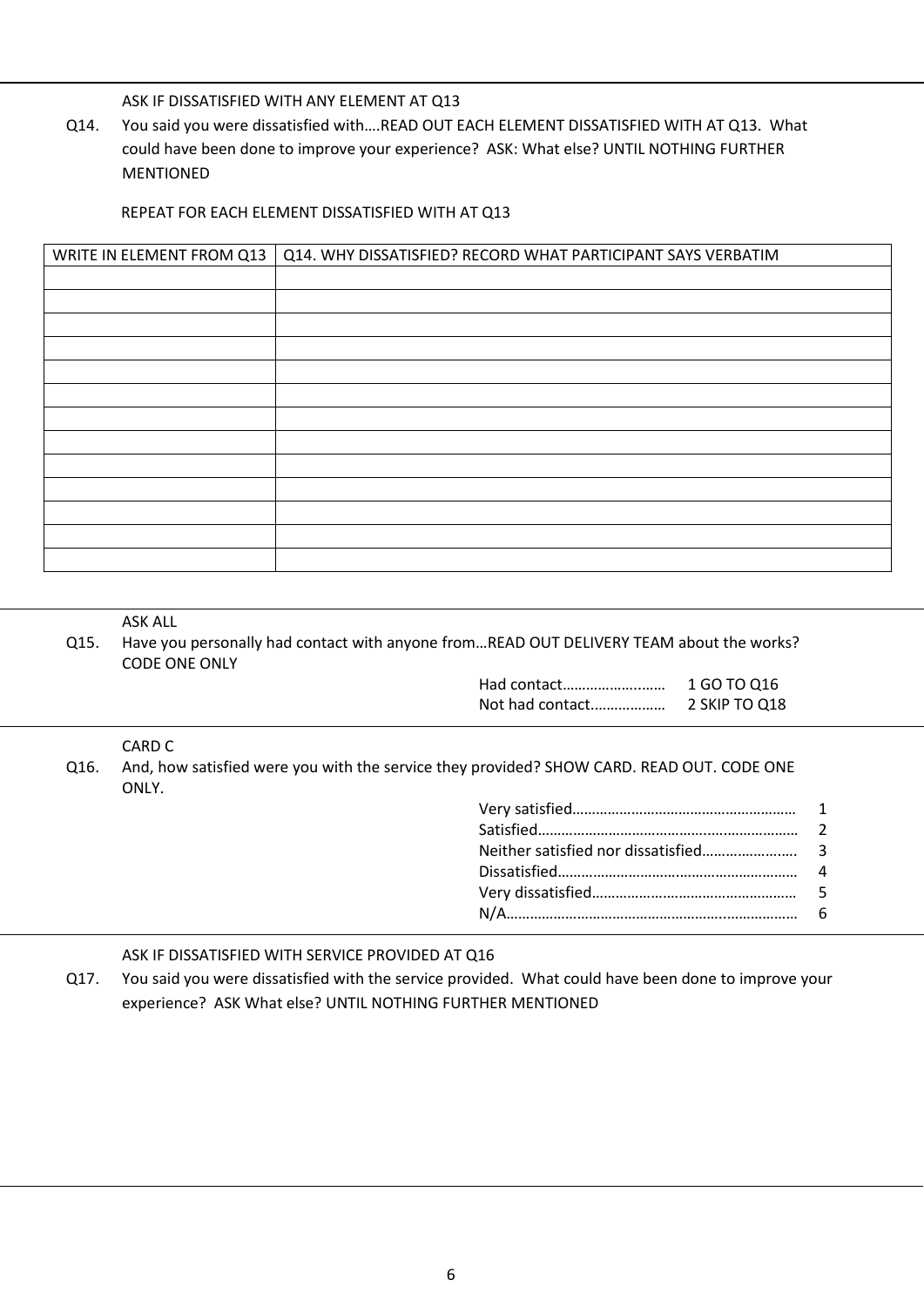ASK IF DISSATISFIED WITH ANY ELEMENT AT Q13

Q14. You said you were dissatisfied with….READ OUT EACH ELEMENT DISSATISFIED WITH AT Q13. What could have been done to improve your experience? ASK: What else? UNTIL NOTHING FURTHER MENTIONED

REPEAT FOR EACH ELEMENT DISSATISFIED WITH AT Q13

| WRITE IN ELEMENT FROM Q13 | Q14. WHY DISSATISFIED? RECORD WHAT PARTICIPANT SAYS VERBATIM |
|---|---|
| | |
| | |
| | |
| | |
| | |
| | |
| | |
| | |
| | |
| | |
| | |
| | |
| | |

ASK ALL

Q15. Have you personally had contact with anyone from…READ OUT DELIVERY TEAM about the works? CODE ONE ONLY

| | | |
|---|---|---|
| Had contact…………………..…. | 1 | GO TO Q16 |
| Not had contact……………… | 2 | SKIP TO Q18 |

CARD C

Q16. And, how satisfied were you with the service they provided? SHOW CARD. READ OUT. CODE ONE ONLY.

| | |
|---|---|
| Very satisfied………………………………………………. | 1 |
| Satisfied……………………………………………………… | 2 |
| Neither satisfied nor dissatisfied…………………… | 3 |
| Dissatisfied…………………………………………………… | 4 |
| Very dissatisfied…………………………………………… | 5 |
| N/A……………………………………………………………… | 6 |

ASK IF DISSATISFIED WITH SERVICE PROVIDED AT Q16

Q17. You said you were dissatisfied with the service provided. What could have been done to improve your experience? ASK What else? UNTIL NOTHING FURTHER MENTIONED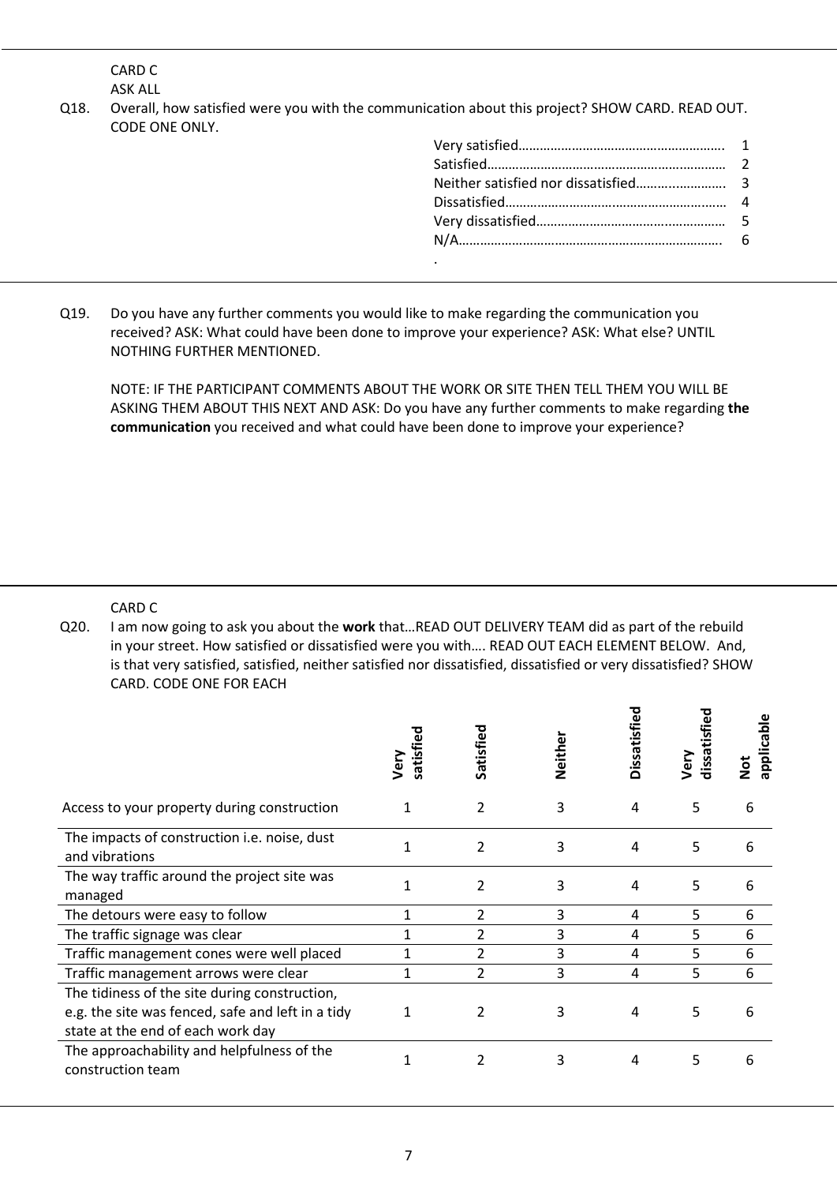CARD C

ASK ALL

Q18. Overall, how satisfied were you with the communication about this project? SHOW CARD. READ OUT. CODE ONE ONLY.

| | |
|---|---|
| Very satisfied………………………………………………… | 1 |
| Satisfied………………………………………………………… | 2 |
| Neither satisfied nor dissatisfied……………………. | 3 |
| Dissatisfied…………………………………………………… | 4 |
| Very dissatisfied…………………………………………… | 5 |
| N/A………………………………………………………………. | 6 |

.

Q19. Do you have any further comments you would like to make regarding the communication you received? ASK: What could have been done to improve your experience? ASK: What else? UNTIL NOTHING FURTHER MENTIONED.

NOTE: IF THE PARTICIPANT COMMENTS ABOUT THE WORK OR SITE THEN TELL THEM YOU WILL BE ASKING THEM ABOUT THIS NEXT AND ASK: Do you have any further comments to make regarding **the communication** you received and what could have been done to improve your experience?

CARD C

Q20. I am now going to ask you about the **work** that…READ OUT DELIVERY TEAM did as part of the rebuild in your street. How satisfied or dissatisfied were you with…. READ OUT EACH ELEMENT BELOW. And, is that very satisfied, satisfied, neither satisfied nor dissatisfied, dissatisfied or very dissatisfied? SHOW CARD. CODE ONE FOR EACH

| | **Very satisfied** | **Satisfied** | **Neither** | **Dissatisfied** | **Very dissatisfied** | **Not applicable** |
|---|---|---|---|---|---|---|
| Access to your property during construction | 1 | 2 | 3 | 4 | 5 | 6 |
| The impacts of construction i.e. noise, dust and vibrations | 1 | 2 | 3 | 4 | 5 | 6 |
| The way traffic around the project site was managed | 1 | 2 | 3 | 4 | 5 | 6 |
| The detours were easy to follow | 1 | 2 | 3 | 4 | 5 | 6 |
| The traffic signage was clear | 1 | 2 | 3 | 4 | 5 | 6 |
| Traffic management cones were well placed | 1 | 2 | 3 | 4 | 5 | 6 |
| Traffic management arrows were clear | 1 | 2 | 3 | 4 | 5 | 6 |
| The tidiness of the site during construction, e.g. the site was fenced, safe and left in a tidy state at the end of each work day | 1 | 2 | 3 | 4 | 5 | 6 |
| The approachability and helpfulness of the construction team | 1 | 2 | 3 | 4 | 5 | 6 |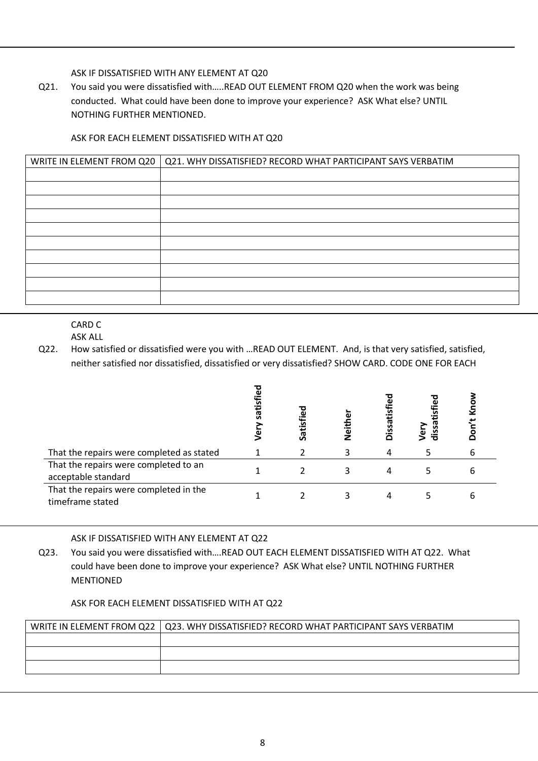ASK IF DISSATISFIED WITH ANY ELEMENT AT Q20

Q21. You said you were dissatisfied with…..READ OUT ELEMENT FROM Q20 when the work was being conducted. What could have been done to improve your experience? ASK What else? UNTIL NOTHING FURTHER MENTIONED.

ASK FOR EACH ELEMENT DISSATISFIED WITH AT Q20

| WRITE IN ELEMENT FROM Q20 | Q21. WHY DISSATISFIED? RECORD WHAT PARTICIPANT SAYS VERBATIM |
|---|---|
| | |
| | |
| | |
| | |
| | |
| | |
| | |
| | |
| | |
| | |

CARD C

ASK ALL

Q22. How satisfied or dissatisfied were you with …READ OUT ELEMENT. And, is that very satisfied, satisfied, neither satisfied nor dissatisfied, dissatisfied or very dissatisfied? SHOW CARD. CODE ONE FOR EACH

| | Very satisfied | Satisfied | Neither | Dissatisfied | Very dissatisfied | Don't Know |
|---|---|---|---|---|---|---|
| That the repairs were completed as stated | 1 | 2 | 3 | 4 | 5 | 6 |
| That the repairs were completed to an acceptable standard | 1 | 2 | 3 | 4 | 5 | 6 |
| That the repairs were completed in the timeframe stated | 1 | 2 | 3 | 4 | 5 | 6 |

ASK IF DISSATISFIED WITH ANY ELEMENT AT Q22

Q23. You said you were dissatisfied with….READ OUT EACH ELEMENT DISSATISFIED WITH AT Q22. What could have been done to improve your experience? ASK What else? UNTIL NOTHING FURTHER MENTIONED

ASK FOR EACH ELEMENT DISSATISFIED WITH AT Q22

| WRITE IN ELEMENT FROM Q22 | Q23. WHY DISSATISFIED? RECORD WHAT PARTICIPANT SAYS VERBATIM |
|---|---|
| | |
| | |
| | |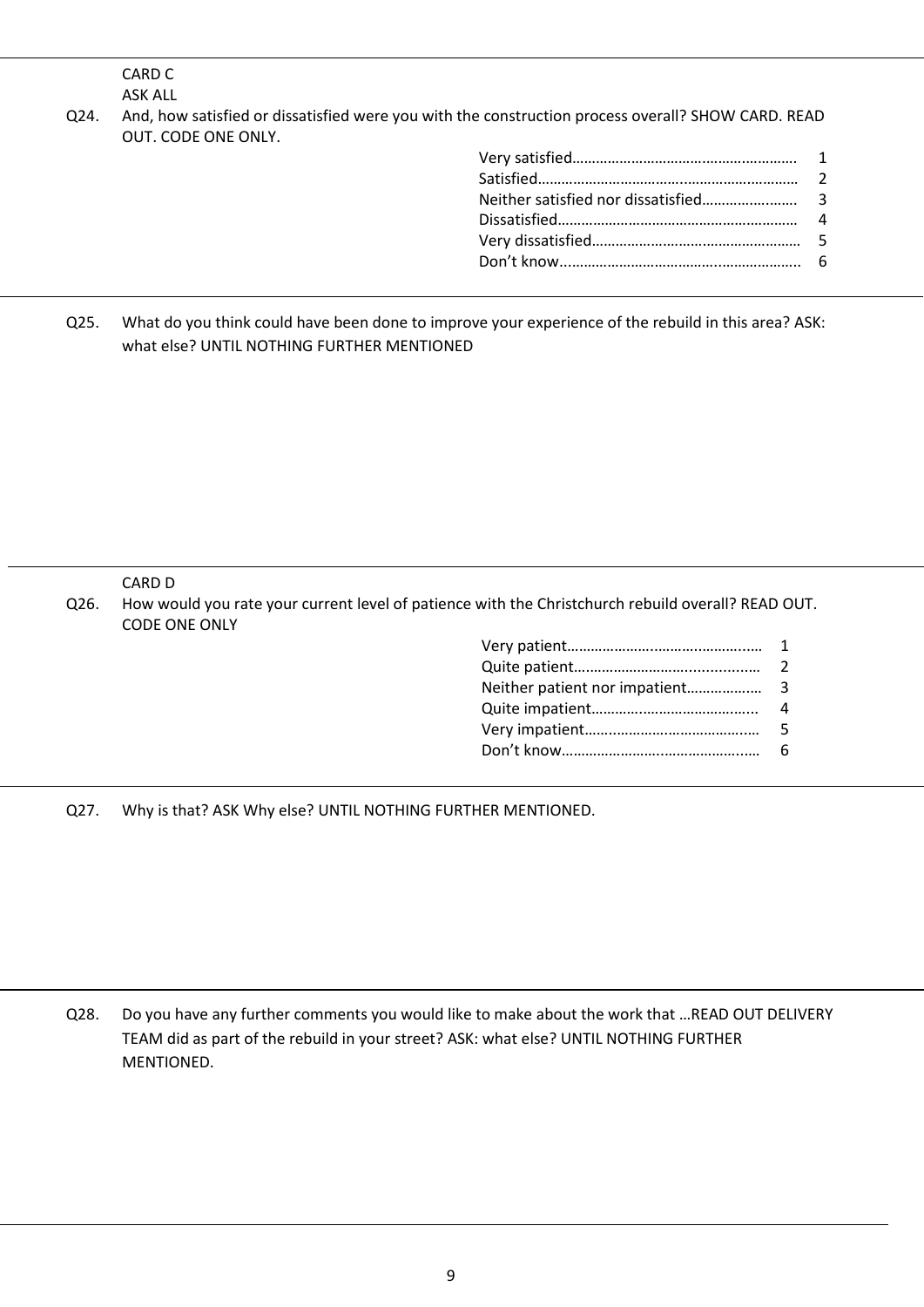CARD C

ASK ALL

Q24. And, how satisfied or dissatisfied were you with the construction process overall? SHOW CARD. READ OUT. CODE ONE ONLY.

| | |
|---|---|
| Very satisfied | 1 |
| Satisfied | 2 |
| Neither satisfied nor dissatisfied | 3 |
| Dissatisfied | 4 |
| Very dissatisfied | 5 |
| Don't know | 6 |

Q25. What do you think could have been done to improve your experience of the rebuild in this area? ASK: what else? UNTIL NOTHING FURTHER MENTIONED

CARD D

Q26. How would you rate your current level of patience with the Christchurch rebuild overall? READ OUT. CODE ONE ONLY

| | |
|---|---|
| Very patient | 1 |
| Quite patient | 2 |
| Neither patient nor impatient | 3 |
| Quite impatient | 4 |
| Very impatient | 5 |
| Don't know | 6 |

Q27. Why is that? ASK Why else? UNTIL NOTHING FURTHER MENTIONED.

Q28. Do you have any further comments you would like to make about the work that …READ OUT DELIVERY TEAM did as part of the rebuild in your street? ASK: what else? UNTIL NOTHING FURTHER MENTIONED.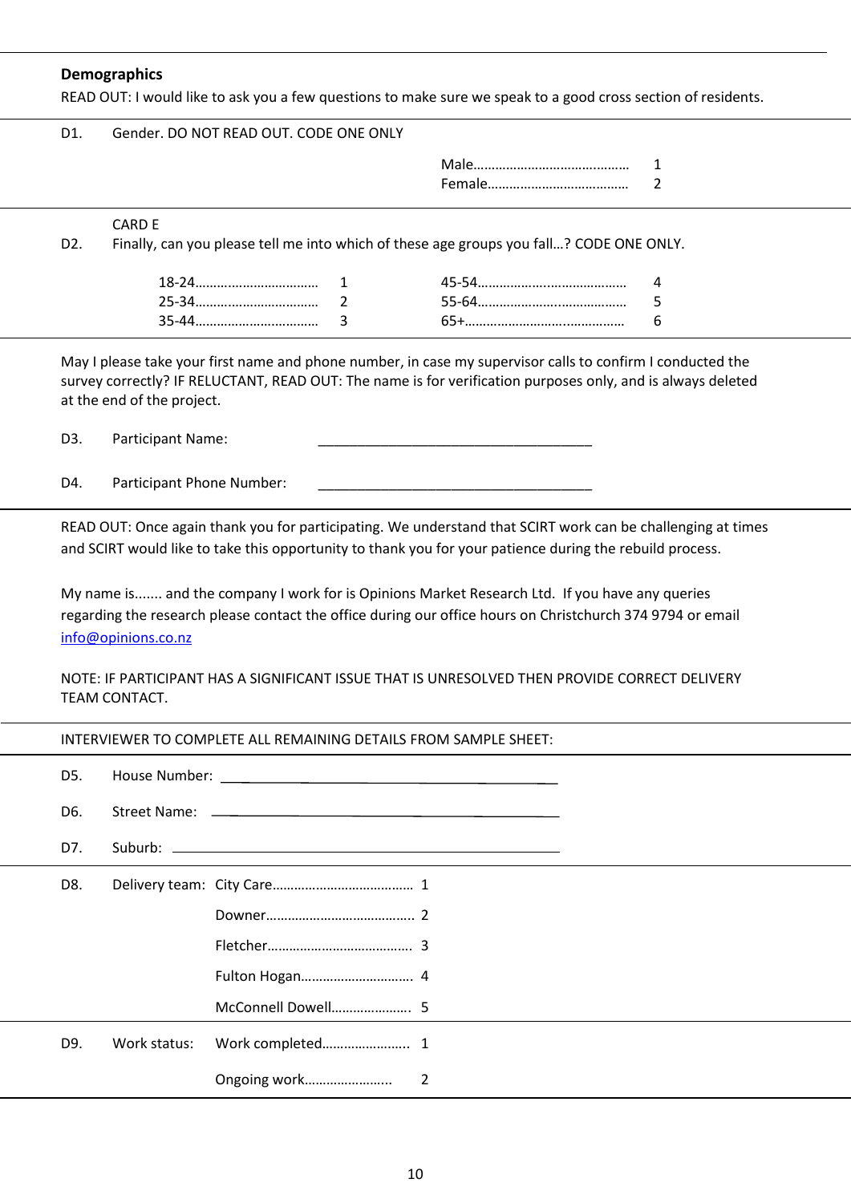**Demographics**

READ OUT: I would like to ask you a few questions to make sure we speak to a good cross section of residents.

D1. Gender. DO NOT READ OUT. CODE ONE ONLY

| | |
|---|---|
| Male…………………………………… | 1 |
| Female………………………………… | 2 |

CARD E

D2. Finally, can you please tell me into which of these age groups you fall…? CODE ONE ONLY.

| | | | |
|---|---|---|---|
| 18-24…………………………… | 1 | 45-54………………………………… | 4 |
| 25-34…………………………… | 2 | 55-64………………………………… | 5 |
| 35-44…………………………… | 3 | 65+…………………………………… | 6 |

May I please take your first name and phone number, in case my supervisor calls to confirm I conducted the survey correctly? IF RELUCTANT, READ OUT: The name is for verification purposes only, and is always deleted at the end of the project.

D3. Participant Name: ___________________________________

D4. Participant Phone Number: ___________________________________

READ OUT: Once again thank you for participating. We understand that SCIRT work can be challenging at times and SCIRT would like to take this opportunity to thank you for your patience during the rebuild process.

My name is....... and the company I work for is Opinions Market Research Ltd. If you have any queries regarding the research please contact the office during our office hours on Christchurch 374 9794 or email info@opinions.co.nz

NOTE: IF PARTICIPANT HAS A SIGNIFICANT ISSUE THAT IS UNRESOLVED THEN PROVIDE CORRECT DELIVERY TEAM CONTACT.

INTERVIEWER TO COMPLETE ALL REMAINING DETAILS FROM SAMPLE SHEET:

D5. House Number: ___________________________________

D6. Street Name: ___________________________________

D7. Suburb: ___________________________________

D8. Delivery team:

| | |
|---|---|
| City Care………………………………… | 1 |
| Downer………………………………….. | 2 |
| Fletcher…………………………………. | 3 |
| Fulton Hogan…………………………. | 4 |
| McConnell Dowell…………………. | 5 |

D9. Work status:

| | |
|---|---|
| Work completed………………….. | 1 |
| Ongoing work………………….. | 2 |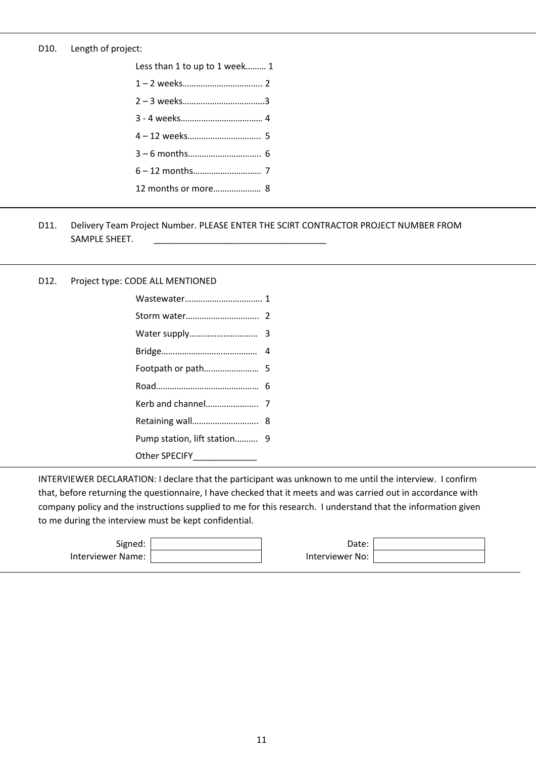D10. Length of project:

Less than 1 to up to 1 week……… 1
1 – 2 weeks…………………………….. 2
2 – 3 weeks………………………………3
3 - 4 weeks……………………………… 4
4 – 12 weeks………………………….. 5
3 – 6 months………………………….. 6
6 – 12 months………………………… 7
12 months or more………………… 8

---

D11. Delivery Team Project Number. PLEASE ENTER THE SCIRT CONTRACTOR PROJECT NUMBER FROM SAMPLE SHEET. ____________________________________

---

D12. Project type: CODE ALL MENTIONED

Wastewater……………………………. 1
Storm water………………………….. 2
Water supply………………………… 3
Bridge…………………………………… 4
Footpath or path…………………… 5
Road……………………………………… 6
Kerb and channel………………….. 7
Retaining wall……………………….. 8
Pump station, lift station………. 9
Other SPECIFY_____________

---

INTERVIEWER DECLARATION: I declare that the participant was unknown to me until the interview. I confirm that, before returning the questionnaire, I have checked that it meets and was carried out in accordance with company policy and the instructions supplied to me for this research. I understand that the information given to me during the interview must be kept confidential.

| | | | |
|---|---|---|---|
| Signed: | | Date: | |
| Interviewer Name: | | Interviewer No: | |